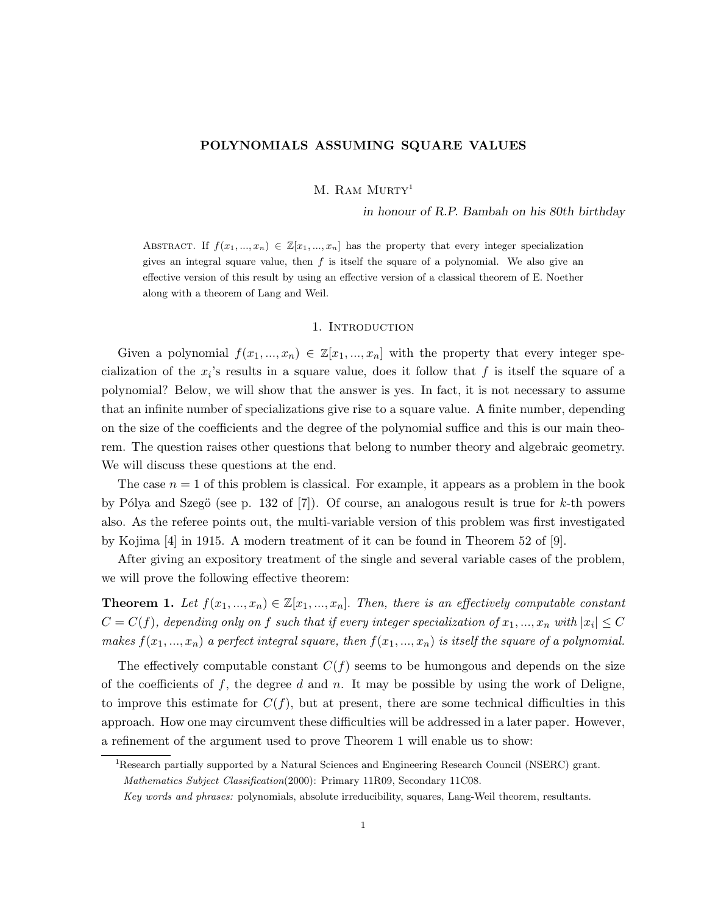# POLYNOMIALS ASSUMING SQUARE VALUES

M. Ram Murty[1]

*in honour of R.P. Bambah on his 80th birthday*

Abstract. If $f(x_1, ..., x_n) \in \mathbb{Z}[x_1, ..., x_n]$ has the property that every integer specialization gives an integral square value, then $f$ is itself the square of a polynomial. We also give an effective version of this result by using an effective version of a classical theorem of E. Noether along with a theorem of Lang and Weil.

## 1. Introduction

Given a polynomial $f(x_1, ..., x_n) \in \mathbb{Z}[x_1, ..., x_n]$ with the property that every integer specialization of the $x_i$'s results in a square value, does it follow that $f$ is itself the square of a polynomial? Below, we will show that the answer is yes. In fact, it is not necessary to assume that an infinite number of specializations give rise to a square value. A finite number, depending on the size of the coefficients and the degree of the polynomial suffice and this is our main theorem. The question raises other questions that belong to number theory and algebraic geometry. We will discuss these questions at the end.

The case $n = 1$ of this problem is classical. For example, it appears as a problem in the book by Pólya and Szegö (see p. 132 of [7]). Of course, an analogous result is true for $k$-th powers also. As the referee points out, the multi-variable version of this problem was first investigated by Kojima [4] in 1915. A modern treatment of it can be found in Theorem 52 of [9].

After giving an expository treatment of the single and several variable cases of the problem, we will prove the following effective theorem:

**Theorem 1.** *Let $f(x_1, ..., x_n) \in \mathbb{Z}[x_1, ..., x_n]$. Then, there is an effectively computable constant $C = C(f)$, depending only on $f$ such that if every integer specialization of $x_1, ..., x_n$ with $|x_i| \leq C$ makes $f(x_1, ..., x_n)$ a perfect integral square, then $f(x_1, ..., x_n)$ is itself the square of a polynomial.*

The effectively computable constant $C(f)$ seems to be humongous and depends on the size of the coefficients of $f$, the degree $d$ and $n$. It may be possible by using the work of Deligne, to improve this estimate for $C(f)$, but at present, there are some technical difficulties in this approach. How one may circumvent these difficulties will be addressed in a later paper. However, a refinement of the argument used to prove Theorem 1 will enable us to show:

---

[1]Research partially supported by a Natural Sciences and Engineering Research Council (NSERC) grant.

*Mathematics Subject Classification*(2000): Primary 11R09, Secondary 11C08.

*Key words and phrases:* polynomials, absolute irreducibility, squares, Lang-Weil theorem, resultants.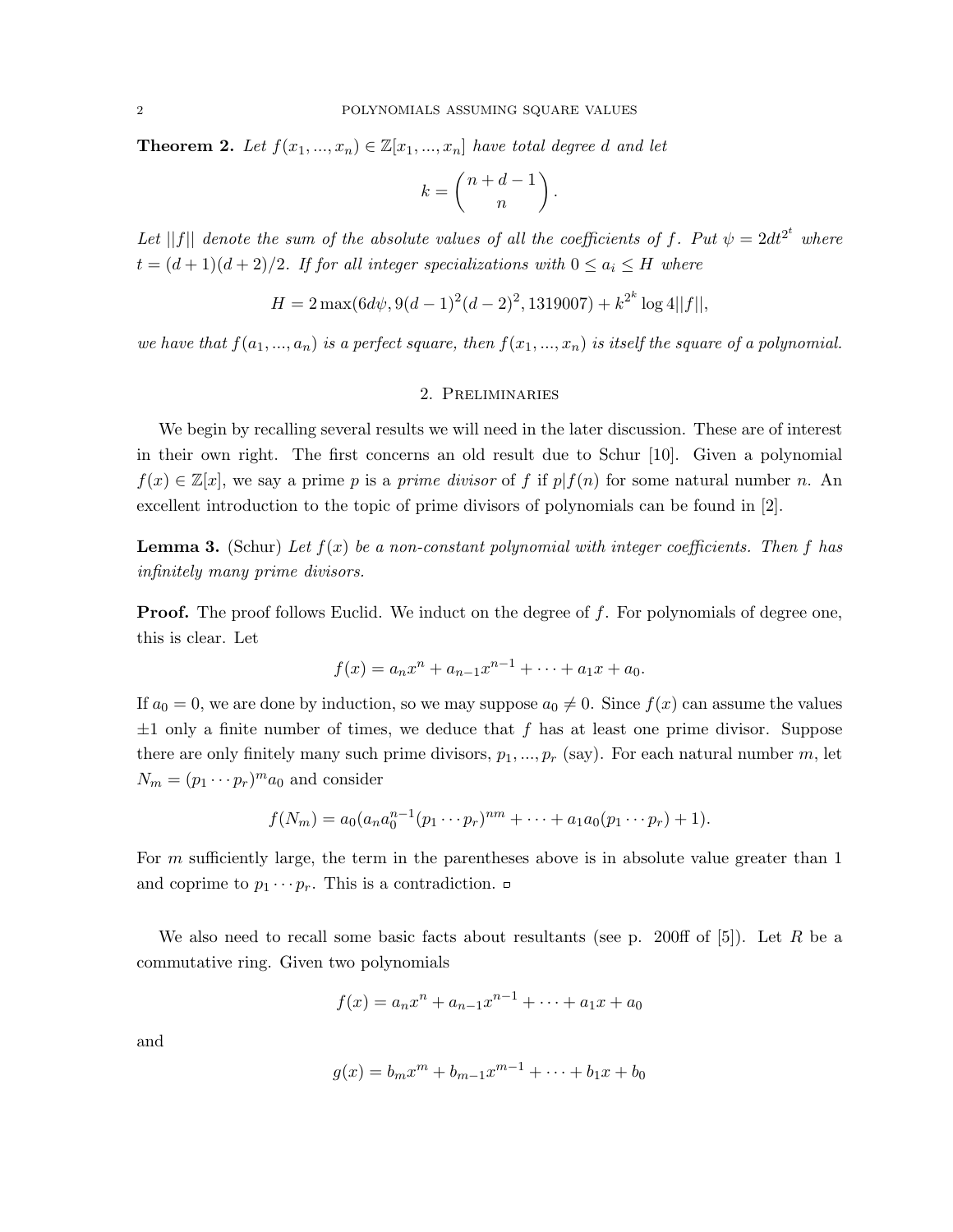**Theorem 2.** *Let $f(x_1, ..., x_n) \in \mathbb{Z}[x_1, ..., x_n]$ have total degree $d$ and let*

$$k = \binom{n+d-1}{n}.$$

*Let $||f||$ denote the sum of the absolute values of all the coefficients of $f$. Put $\psi = 2dt^{2^t}$ where $t = (d+1)(d+2)/2$. If for all integer specializations with $0 \le a_i \le H$ where*

$$H = 2\max(6d\psi, 9(d-1)^2(d-2)^2, 1319007) + k^{2^k} \log 4||f||,$$

*we have that $f(a_1, ..., a_n)$ is a perfect square, then $f(x_1, ..., x_n)$ is itself the square of a polynomial.*

## 2. Preliminaries

We begin by recalling several results we will need in the later discussion. These are of interest in their own right. The first concerns an old result due to Schur [10]. Given a polynomial $f(x) \in \mathbb{Z}[x]$, we say a prime $p$ is a *prime divisor* of $f$ if $p | f(n)$ for some natural number $n$. An excellent introduction to the topic of prime divisors of polynomials can be found in [2].

**Lemma 3.** (Schur) *Let $f(x)$ be a non-constant polynomial with integer coefficients. Then $f$ has infinitely many prime divisors.*

**Proof.** The proof follows Euclid. We induct on the degree of $f$. For polynomials of degree one, this is clear. Let

$$f(x) = a_n x^n + a_{n-1}x^{n-1} + \cdots + a_1 x + a_0.$$

If $a_0 = 0$, we are done by induction, so we may suppose $a_0 \neq 0$. Since $f(x)$ can assume the values $\pm 1$ only a finite number of times, we deduce that $f$ has at least one prime divisor. Suppose there are only finitely many such prime divisors, $p_1, ..., p_r$ (say). For each natural number $m$, let $N_m = (p_1 \cdots p_r)^m a_0$ and consider

$$f(N_m) = a_0(a_n a_0^{n-1}(p_1 \cdots p_r)^{nm} + \cdots + a_1 a_0 (p_1 \cdots p_r) + 1).$$

For $m$ sufficiently large, the term in the parentheses above is in absolute value greater than 1 and coprime to $p_1 \cdots p_r$. This is a contradiction. ▫

We also need to recall some basic facts about resultants (see p. 200ff of [5]). Let $R$ be a commutative ring. Given two polynomials

$$f(x) = a_n x^n + a_{n-1}x^{n-1} + \cdots + a_1 x + a_0$$

and

$$g(x) = b_m x^m + b_{m-1}x^{m-1} + \cdots + b_1 x + b_0$$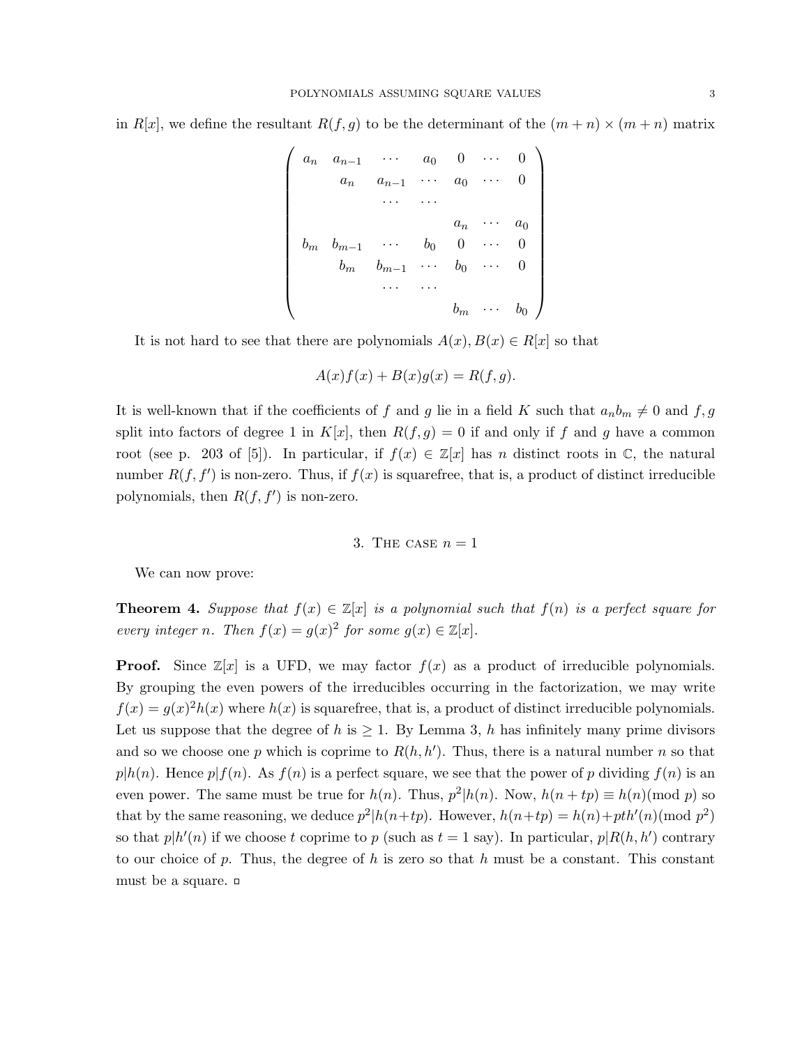in $R[x]$, we define the resultant $R(f,g)$ to be the determinant of the $(m+n)\times(m+n)$ matrix

$$\begin{pmatrix} a_n & a_{n-1} & \cdots & a_0 & 0 & \cdots & 0 \\ & a_n & a_{n-1} & \cdots & a_0 & \cdots & 0 \\ & & \cdots & \cdots & & & \\ & & & & a_n & \cdots & a_0 \\ b_m & b_{m-1} & \cdots & b_0 & 0 & \cdots & 0 \\ & b_m & b_{m-1} & \cdots & b_0 & \cdots & 0 \\ & & \cdots & \cdots & & & \\ & & & & b_m & \cdots & b_0 \end{pmatrix}$$

It is not hard to see that there are polynomials $A(x), B(x) \in R[x]$ so that

$$A(x)f(x) + B(x)g(x) = R(f,g).$$

It is well-known that if the coefficients of $f$ and $g$ lie in a field $K$ such that $a_n b_m \neq 0$ and $f, g$ split into factors of degree 1 in $K[x]$, then $R(f,g) = 0$ if and only if $f$ and $g$ have a common root (see p. 203 of [5]). In particular, if $f(x) \in \mathbb{Z}[x]$ has $n$ distinct roots in $\mathbb{C}$, the natural number $R(f,f')$ is non-zero. Thus, if $f(x)$ is squarefree, that is, a product of distinct irreducible polynomials, then $R(f,f')$ is non-zero.

## 3. The case $n = 1$

We can now prove:

**Theorem 4.** *Suppose that $f(x) \in \mathbb{Z}[x]$ is a polynomial such that $f(n)$ is a perfect square for every integer $n$. Then $f(x) = g(x)^2$ for some $g(x) \in \mathbb{Z}[x]$.*

**Proof.** Since $\mathbb{Z}[x]$ is a UFD, we may factor $f(x)$ as a product of irreducible polynomials. By grouping the even powers of the irreducibles occurring in the factorization, we may write $f(x) = g(x)^2 h(x)$ where $h(x)$ is squarefree, that is, a product of distinct irreducible polynomials. Let us suppose that the degree of $h$ is $\geq 1$. By Lemma 3, $h$ has infinitely many prime divisors and so we choose one $p$ which is coprime to $R(h,h')$. Thus, there is a natural number $n$ so that $p|h(n)$. Hence $p|f(n)$. As $f(n)$ is a perfect square, we see that the power of $p$ dividing $f(n)$ is an even power. The same must be true for $h(n)$. Thus, $p^2|h(n)$. Now, $h(n+tp) \equiv h(n) (\text{mod } p)$ so that by the same reasoning, we deduce $p^2|h(n+tp)$. However, $h(n+tp) = h(n) + pth'(n) (\text{mod } p^2)$ so that $p|h'(n)$ if we choose $t$ coprime to $p$ (such as $t = 1$ say). In particular, $p|R(h,h')$ contrary to our choice of $p$. Thus, the degree of $h$ is zero so that $h$ must be a constant. This constant must be a square. ▫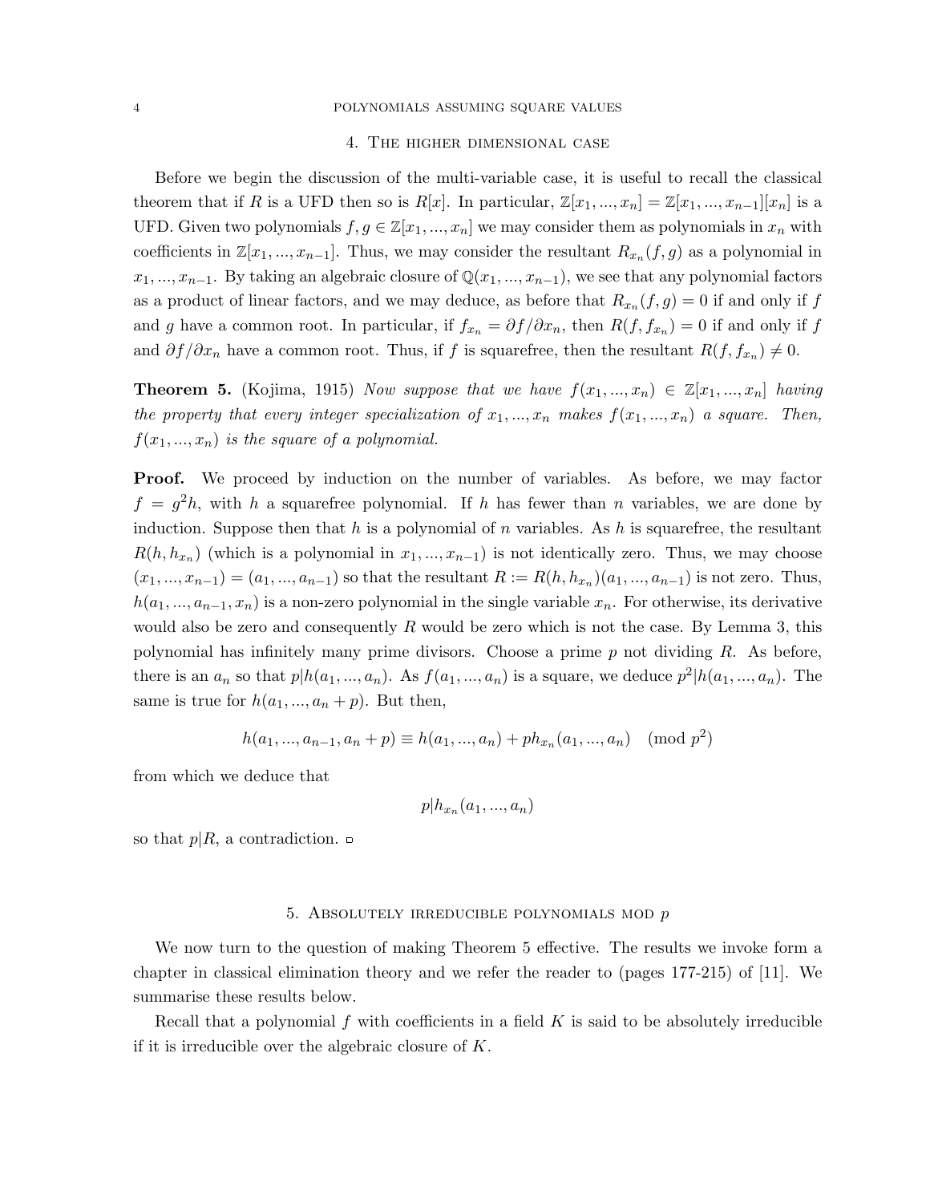## 4. The higher dimensional case

Before we begin the discussion of the multi-variable case, it is useful to recall the classical theorem that if $R$ is a UFD then so is $R[x]$. In particular, $\mathbb{Z}[x_1, ..., x_n] = \mathbb{Z}[x_1, ..., x_{n-1}][x_n]$ is a UFD. Given two polynomials $f, g \in \mathbb{Z}[x_1, ..., x_n]$ we may consider them as polynomials in $x_n$ with coefficients in $\mathbb{Z}[x_1, ..., x_{n-1}]$. Thus, we may consider the resultant $R_{x_n}(f, g)$ as a polynomial in $x_1, ..., x_{n-1}$. By taking an algebraic closure of $\mathbb{Q}(x_1, ..., x_{n-1})$, we see that any polynomial factors as a product of linear factors, and we may deduce, as before that $R_{x_n}(f, g) = 0$ if and only if $f$ and $g$ have a common root. In particular, if $f_{x_n} = \partial f / \partial x_n$, then $R(f, f_{x_n}) = 0$ if and only if $f$ and $\partial f / \partial x_n$ have a common root. Thus, if $f$ is squarefree, then the resultant $R(f, f_{x_n}) \neq 0$.

**Theorem 5.** (Kojima, 1915) *Now suppose that we have $f(x_1, ..., x_n) \in \mathbb{Z}[x_1, ..., x_n]$ having the property that every integer specialization of $x_1, ..., x_n$ makes $f(x_1, ..., x_n)$ a square. Then, $f(x_1, ..., x_n)$ is the square of a polynomial.*

**Proof.** We proceed by induction on the number of variables. As before, we may factor $f = g^2 h$, with $h$ a squarefree polynomial. If $h$ has fewer than $n$ variables, we are done by induction. Suppose then that $h$ is a polynomial of $n$ variables. As $h$ is squarefree, the resultant $R(h, h_{x_n})$ (which is a polynomial in $x_1, ..., x_{n-1}$) is not identically zero. Thus, we may choose $(x_1, ..., x_{n-1}) = (a_1, ..., a_{n-1})$ so that the resultant $R := R(h, h_{x_n})(a_1, ..., a_{n-1})$ is not zero. Thus, $h(a_1, ..., a_{n-1}, x_n)$ is a non-zero polynomial in the single variable $x_n$. For otherwise, its derivative would also be zero and consequently $R$ would be zero which is not the case. By Lemma 3, this polynomial has infinitely many prime divisors. Choose a prime $p$ not dividing $R$. As before, there is an $a_n$ so that $p | h(a_1, ..., a_n)$. As $f(a_1, ..., a_n)$ is a square, we deduce $p^2 | h(a_1, ..., a_n)$. The same is true for $h(a_1, ..., a_n + p)$. But then,

$$h(a_1, ..., a_{n-1}, a_n + p) \equiv h(a_1, ..., a_n) + p h_{x_n}(a_1, ..., a_n) \pmod{p^2}$$

from which we deduce that

$$p | h_{x_n}(a_1, ..., a_n)$$

so that $p | R$, a contradiction. ▫

## 5. Absolutely irreducible polynomials mod $p$

We now turn to the question of making Theorem 5 effective. The results we invoke form a chapter in classical elimination theory and we refer the reader to (pages 177-215) of [11]. We summarise these results below.

Recall that a polynomial $f$ with coefficients in a field $K$ is said to be absolutely irreducible if it is irreducible over the algebraic closure of $K$.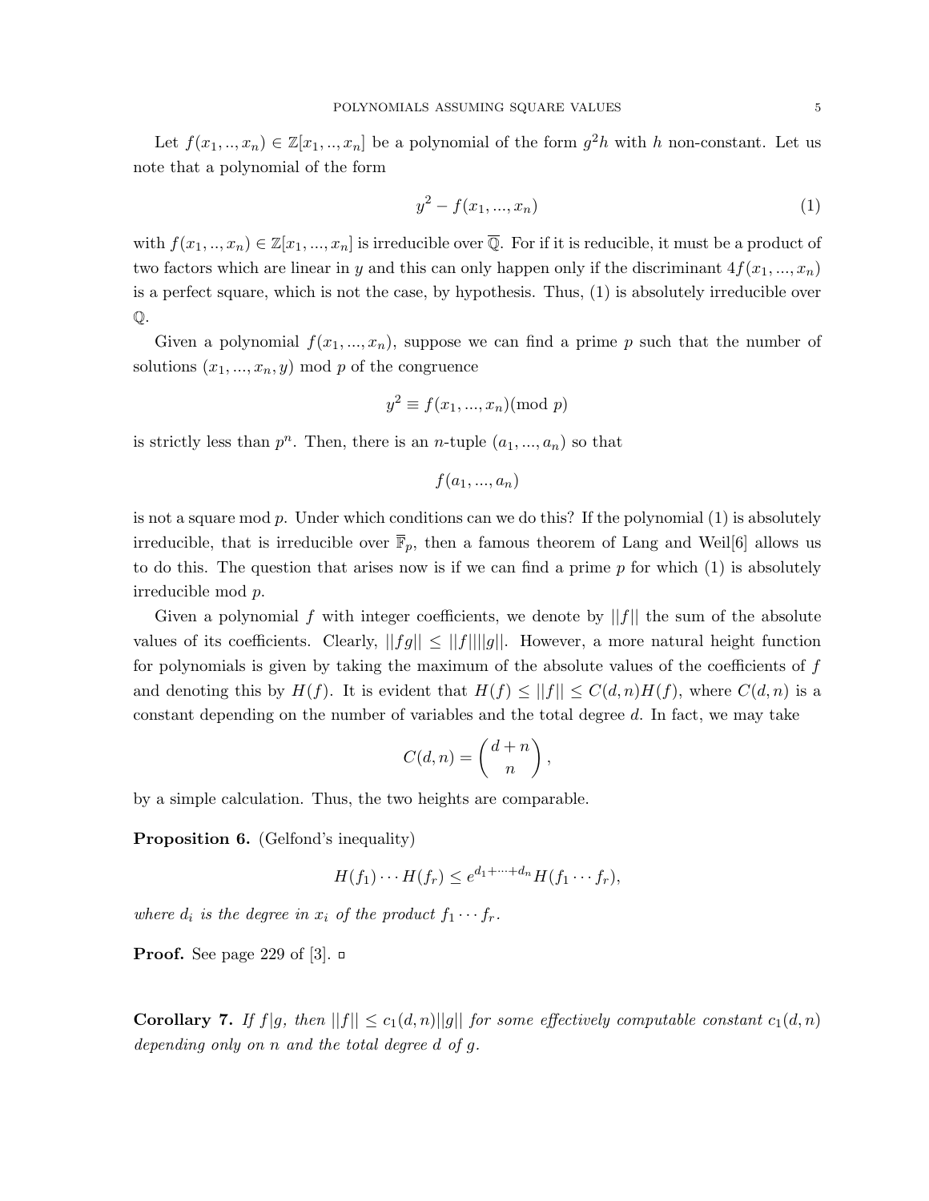Let $f(x_1, .., x_n) \in \mathbb{Z}[x_1, .., x_n]$ be a polynomial of the form $g^2 h$ with $h$ non-constant. Let us note that a polynomial of the form

$$y^2 - f(x_1, ..., x_n) \tag{1}$$

with $f(x_1, .., x_n) \in \mathbb{Z}[x_1, ..., x_n]$ is irreducible over $\overline{\mathbb{Q}}$. For if it is reducible, it must be a product of two factors which are linear in $y$ and this can only happen only if the discriminant $4f(x_1, ..., x_n)$ is a perfect square, which is not the case, by hypothesis. Thus, (1) is absolutely irreducible over $\mathbb{Q}$.

Given a polynomial $f(x_1, ..., x_n)$, suppose we can find a prime $p$ such that the number of solutions $(x_1, ..., x_n, y)$ mod $p$ of the congruence

$$y^2 \equiv f(x_1, ..., x_n) (\text{mod } p)$$

is strictly less than $p^n$. Then, there is an $n$-tuple $(a_1, ..., a_n)$ so that

$$f(a_1, ..., a_n)$$

is not a square mod $p$. Under which conditions can we do this? If the polynomial (1) is absolutely irreducible, that is irreducible over $\overline{\mathbb{F}}_p$, then a famous theorem of Lang and Weil[6] allows us to do this. The question that arises now is if we can find a prime $p$ for which (1) is absolutely irreducible mod $p$.

Given a polynomial $f$ with integer coefficients, we denote by $||f||$ the sum of the absolute values of its coefficients. Clearly, $||fg|| \leq ||f|| ||g||$. However, a more natural height function for polynomials is given by taking the maximum of the absolute values of the coefficients of $f$ and denoting this by $H(f)$. It is evident that $H(f) \leq ||f|| \leq C(d, n)H(f)$, where $C(d, n)$ is a constant depending on the number of variables and the total degree $d$. In fact, we may take

$$C(d, n) = \binom{d+n}{n},$$

by a simple calculation. Thus, the two heights are comparable.

**Proposition 6.** (Gelfond's inequality)

$$H(f_1) \cdots H(f_r) \leq e^{d_1 + \cdots + d_n} H(f_1 \cdots f_r),$$

*where $d_i$ is the degree in $x_i$ of the product $f_1 \cdots f_r$.*

**Proof.** See page 229 of [3]. ▫

**Corollary 7.** *If $f|g$, then $||f|| \leq c_1(d, n)||g||$ for some effectively computable constant $c_1(d, n)$ depending only on $n$ and the total degree $d$ of $g$.*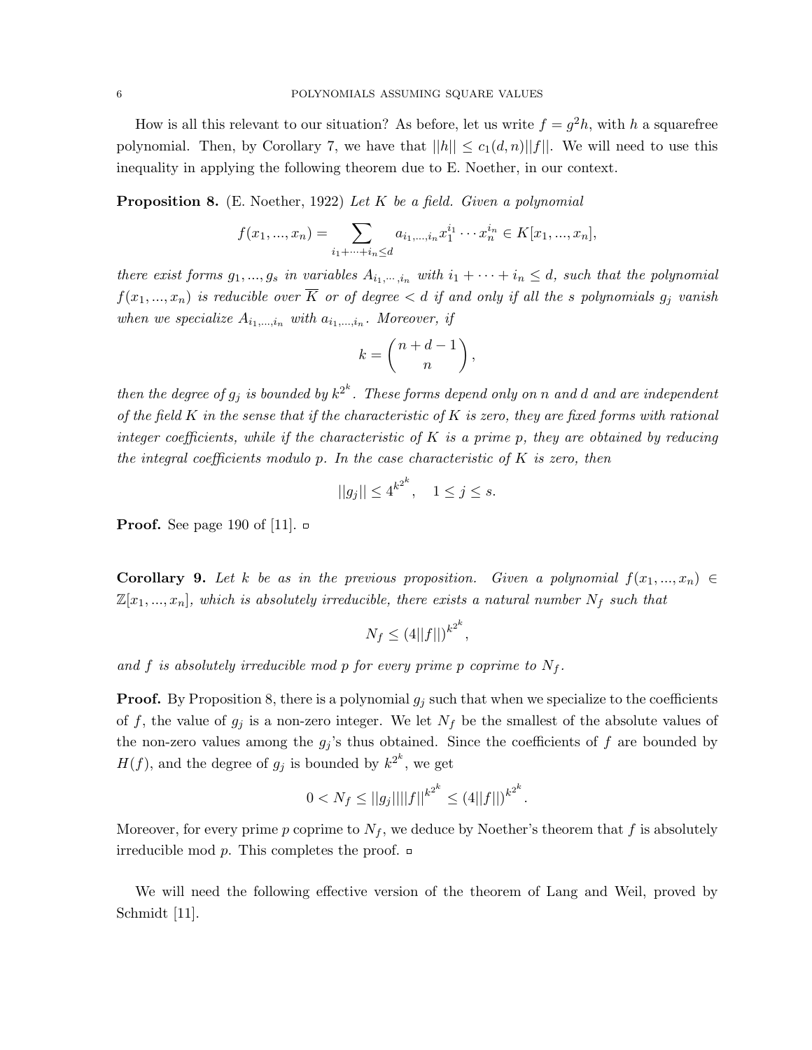How is all this relevant to our situation? As before, let us write $f = g^2 h$, with $h$ a squarefree polynomial. Then, by Corollary 7, we have that $||h|| \leq c_1(d,n)||f||$. We will need to use this inequality in applying the following theorem due to E. Noether, in our context.

**Proposition 8.** (E. Noether, 1922) *Let $K$ be a field. Given a polynomial*

$$f(x_1, ..., x_n) = \sum_{i_1+\cdots+i_n \leq d} a_{i_1,...,i_n} x_1^{i_1} \cdots x_n^{i_n} \in K[x_1, ..., x_n],$$

*there exist forms $g_1, ..., g_s$ in variables $A_{i_1,\cdots,i_n}$ with $i_1 + \cdots + i_n \leq d$, such that the polynomial $f(x_1, ..., x_n)$ is reducible over $\overline{K}$ or of degree $< d$ if and only if all the $s$ polynomials $g_j$ vanish when we specialize $A_{i_1,...,i_n}$ with $a_{i_1,...,i_n}$. Moreover, if*

$$k = \binom{n+d-1}{n},$$

*then the degree of $g_j$ is bounded by $k^{2^k}$. These forms depend only on $n$ and $d$ and are independent of the field $K$ in the sense that if the characteristic of $K$ is zero, they are fixed forms with rational integer coefficients, while if the characteristic of $K$ is a prime $p$, they are obtained by reducing the integral coefficients modulo $p$. In the case characteristic of $K$ is zero, then*

$$||g_j|| \leq 4^{k^{2^k}}, \quad 1 \leq j \leq s.$$

**Proof.** See page 190 of [11]. ▫

**Corollary 9.** *Let $k$ be as in the previous proposition. Given a polynomial $f(x_1, ..., x_n) \in \mathbb{Z}[x_1, ..., x_n]$, which is absolutely irreducible, there exists a natural number $N_f$ such that*

$$N_f \leq (4||f||)^{k^{2^k}},$$

*and $f$ is absolutely irreducible mod $p$ for every prime $p$ coprime to $N_f$.*

**Proof.** By Proposition 8, there is a polynomial $g_j$ such that when we specialize to the coefficients of $f$, the value of $g_j$ is a non-zero integer. We let $N_f$ be the smallest of the absolute values of the non-zero values among the $g_j$'s thus obtained. Since the coefficients of $f$ are bounded by $H(f)$, and the degree of $g_j$ is bounded by $k^{2^k}$, we get

$$0 < N_f \leq ||g_j|| ||f||^{k^{2^k}} \leq (4||f||)^{k^{2^k}}.$$

Moreover, for every prime $p$ coprime to $N_f$, we deduce by Noether's theorem that $f$ is absolutely irreducible mod $p$. This completes the proof. ▫

We will need the following effective version of the theorem of Lang and Weil, proved by Schmidt [11].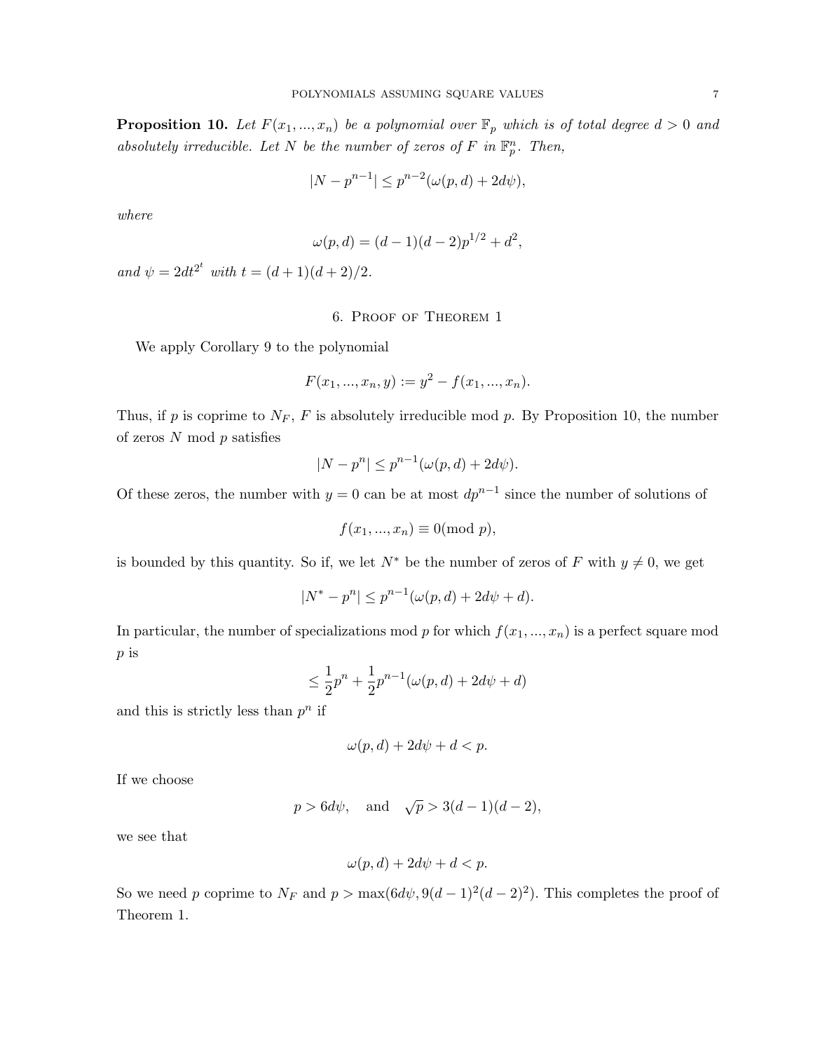**Proposition 10.** *Let $F(x_1, ..., x_n)$ be a polynomial over $\mathbb{F}_p$ which is of total degree $d > 0$ and absolutely irreducible. Let $N$ be the number of zeros of $F$ in $\mathbb{F}_p^n$. Then,*

$$|N - p^{n-1}| \leq p^{n-2}(\omega(p, d) + 2d\psi),$$

*where*

$$\omega(p, d) = (d-1)(d-2)p^{1/2} + d^2,$$

*and $\psi = 2dt^{2^t}$ with $t = (d+1)(d+2)/2$.*

## 6. Proof of Theorem 1

We apply Corollary 9 to the polynomial

$$F(x_1, ..., x_n, y) := y^2 - f(x_1, ..., x_n).$$

Thus, if $p$ is coprime to $N_F$, $F$ is absolutely irreducible mod $p$. By Proposition 10, the number of zeros $N$ mod $p$ satisfies

$$|N - p^n| \leq p^{n-1}(\omega(p, d) + 2d\psi).$$

Of these zeros, the number with $y = 0$ can be at most $dp^{n-1}$ since the number of solutions of

$$f(x_1, ..., x_n) \equiv 0 (\text{mod } p),$$

is bounded by this quantity. So if, we let $N^*$ be the number of zeros of $F$ with $y \neq 0$, we get

$$|N^* - p^n| \leq p^{n-1}(\omega(p, d) + 2d\psi + d).$$

In particular, the number of specializations mod $p$ for which $f(x_1, ..., x_n)$ is a perfect square mod $p$ is

$$\leq \frac{1}{2}p^n + \frac{1}{2}p^{n-1}(\omega(p, d) + 2d\psi + d)$$

and this is strictly less than $p^n$ if

$$\omega(p, d) + 2d\psi + d < p.$$

If we choose

$$p > 6d\psi, \quad \text{and} \quad \sqrt{p} > 3(d-1)(d-2),$$

we see that

$$\omega(p, d) + 2d\psi + d < p.$$

So we need $p$ coprime to $N_F$ and $p > \max(6d\psi, 9(d-1)^2(d-2)^2)$. This completes the proof of Theorem 1.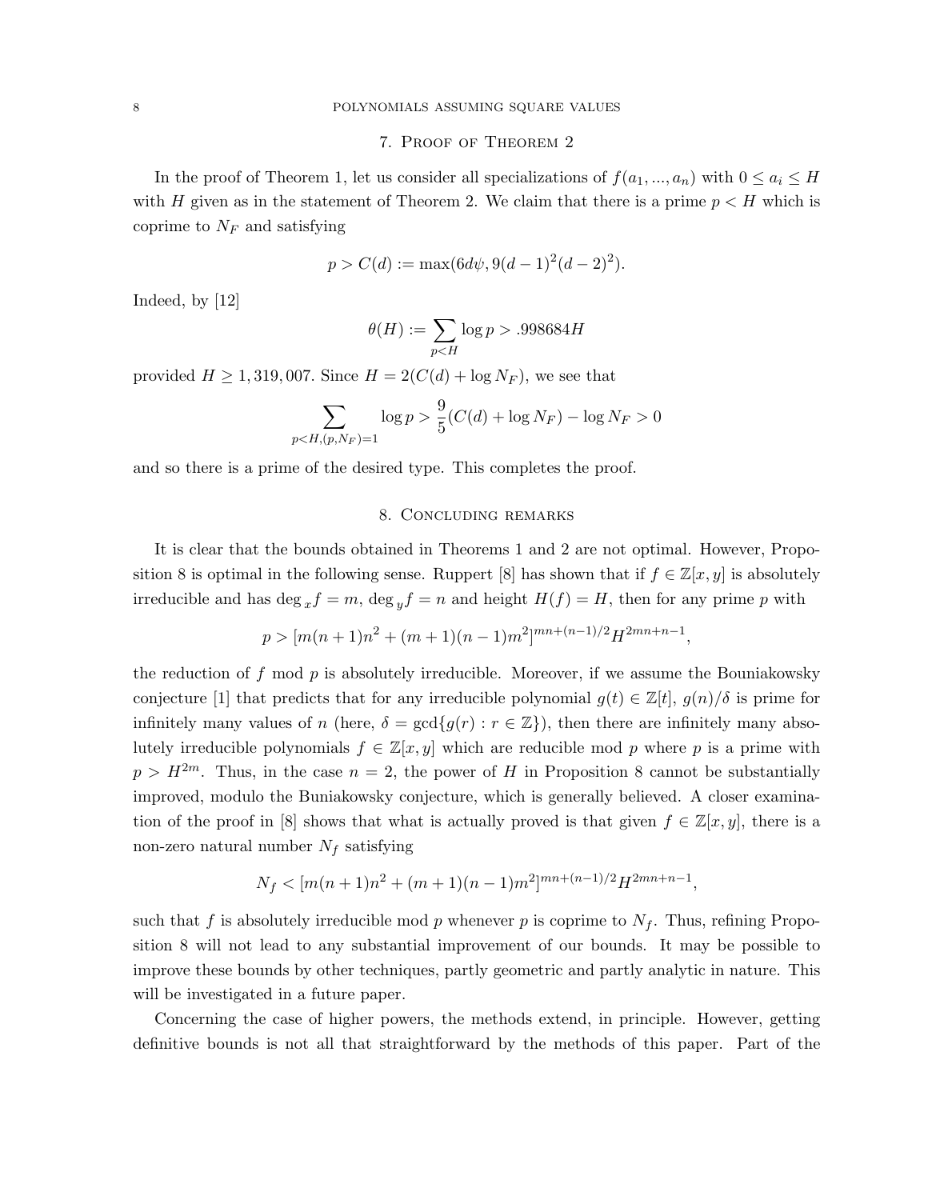## 7. Proof of Theorem 2

In the proof of Theorem 1, let us consider all specializations of $f(a_1, ..., a_n)$ with $0 \le a_i \le H$ with $H$ given as in the statement of Theorem 2. We claim that there is a prime $p < H$ which is coprime to $N_F$ and satisfying

$$p > C(d) := \max(6d\psi, 9(d-1)^2(d-2)^2).$$

Indeed, by [12]

$$\theta(H) := \sum_{p<H} \log p > .998684H$$

provided $H \ge 1,319,007$. Since $H = 2(C(d) + \log N_F)$, we see that

$$\sum_{p<H, (p,N_F)=1} \log p > \frac{9}{5}(C(d) + \log N_F) - \log N_F > 0$$

and so there is a prime of the desired type. This completes the proof.

## 8. Concluding remarks

It is clear that the bounds obtained in Theorems 1 and 2 are not optimal. However, Proposition 8 is optimal in the following sense. Ruppert [8] has shown that if $f \in \mathbb{Z}[x, y]$ is absolutely irreducible and has $\deg_x f = m$, $\deg_y f = n$ and height $H(f) = H$, then for any prime $p$ with

$$p > [m(n+1)n^2 + (m+1)(n-1)m^2]^{mn+(n-1)/2} H^{2mn+n-1},$$

the reduction of $f$ mod $p$ is absolutely irreducible. Moreover, if we assume the Bouniakowsky conjecture [1] that predicts that for any irreducible polynomial $g(t) \in \mathbb{Z}[t]$, $g(n)/\delta$ is prime for infinitely many values of $n$ (here, $\delta = \gcd\{g(r) : r \in \mathbb{Z}\}$), then there are infinitely many absolutely irreducible polynomials $f \in \mathbb{Z}[x, y]$ which are reducible mod $p$ where $p$ is a prime with $p > H^{2m}$. Thus, in the case $n = 2$, the power of $H$ in Proposition 8 cannot be substantially improved, modulo the Buniakowsky conjecture, which is generally believed. A closer examination of the proof in [8] shows that what is actually proved is that given $f \in \mathbb{Z}[x, y]$, there is a non-zero natural number $N_f$ satisfying

$$N_f < [m(n+1)n^2 + (m+1)(n-1)m^2]^{mn+(n-1)/2} H^{2mn+n-1},$$

such that $f$ is absolutely irreducible mod $p$ whenever $p$ is coprime to $N_f$. Thus, refining Proposition 8 will not lead to any substantial improvement of our bounds. It may be possible to improve these bounds by other techniques, partly geometric and partly analytic in nature. This will be investigated in a future paper.

Concerning the case of higher powers, the methods extend, in principle. However, getting definitive bounds is not all that straightforward by the methods of this paper. Part of the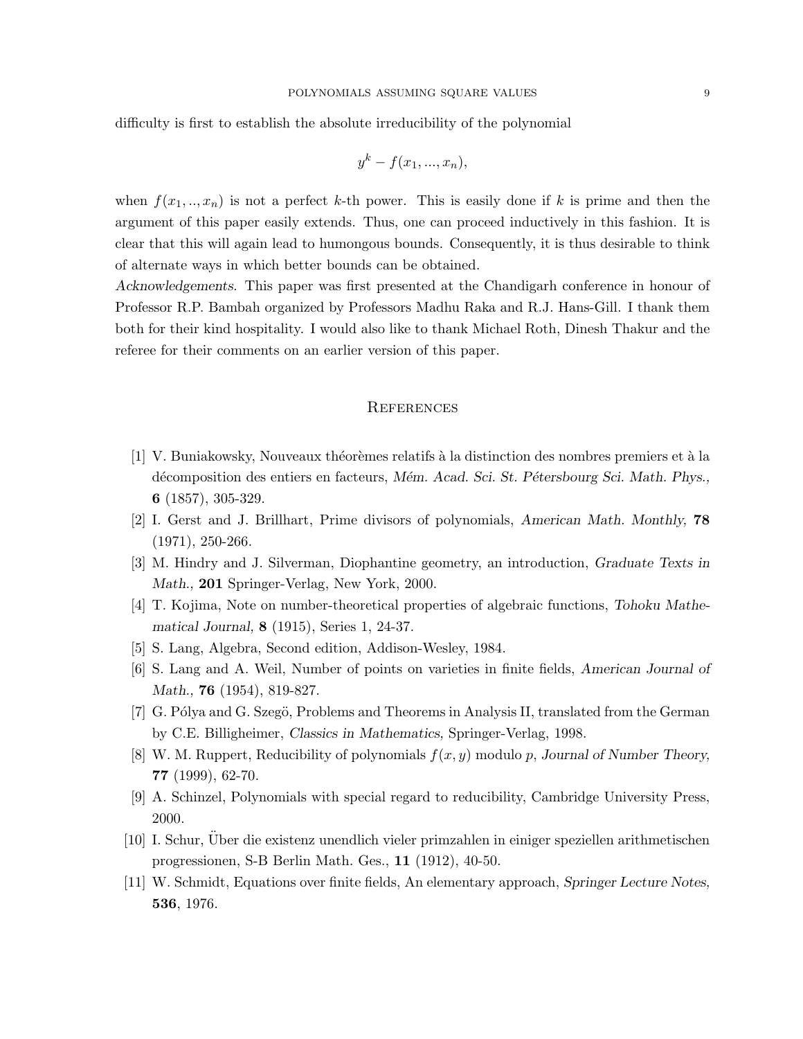difficulty is first to establish the absolute irreducibility of the polynomial

$$y^k - f(x_1, ..., x_n),$$

when $f(x_1, .., x_n)$ is not a perfect $k$-th power. This is easily done if $k$ is prime and then the argument of this paper easily extends. Thus, one can proceed inductively in this fashion. It is clear that this will again lead to humongous bounds. Consequently, it is thus desirable to think of alternate ways in which better bounds can be obtained.

*Acknowledgements.* This paper was first presented at the Chandigarh conference in honour of Professor R.P. Bambah organized by Professors Madhu Raka and R.J. Hans-Gill. I thank them both for their kind hospitality. I would also like to thank Michael Roth, Dinesh Thakur and the referee for their comments on an earlier version of this paper.

## References

[1] V. Buniakowsky, Nouveaux théorèmes relatifs à la distinction des nombres premiers et à la décomposition des entiers en facteurs, *Mém. Acad. Sci. St. Pétersbourg Sci. Math. Phys.,* **6** (1857), 305-329.

[2] I. Gerst and J. Brillhart, Prime divisors of polynomials, *American Math. Monthly,* **78** (1971), 250-266.

[3] M. Hindry and J. Silverman, Diophantine geometry, an introduction, *Graduate Texts in Math.,* **201** Springer-Verlag, New York, 2000.

[4] T. Kojima, Note on number-theoretical properties of algebraic functions, *Tohoku Mathematical Journal,* **8** (1915), Series 1, 24-37.

[5] S. Lang, Algebra, Second edition, Addison-Wesley, 1984.

[6] S. Lang and A. Weil, Number of points on varieties in finite fields, *American Journal of Math.,* **76** (1954), 819-827.

[7] G. Pólya and G. Szegö, Problems and Theorems in Analysis II, translated from the German by C.E. Billigheimer, *Classics in Mathematics,* Springer-Verlag, 1998.

[8] W. M. Ruppert, Reducibility of polynomials $f(x, y)$ modulo $p$, *Journal of Number Theory,* **77** (1999), 62-70.

[9] A. Schinzel, Polynomials with special regard to reducibility, Cambridge University Press, 2000.

[10] I. Schur, Über die existenz unendlich vieler primzahlen in einiger speziellen arithmetischen progressionen, S-B Berlin Math. Ges., **11** (1912), 40-50.

[11] W. Schmidt, Equations over finite fields, An elementary approach, *Springer Lecture Notes,* **536**, 1976.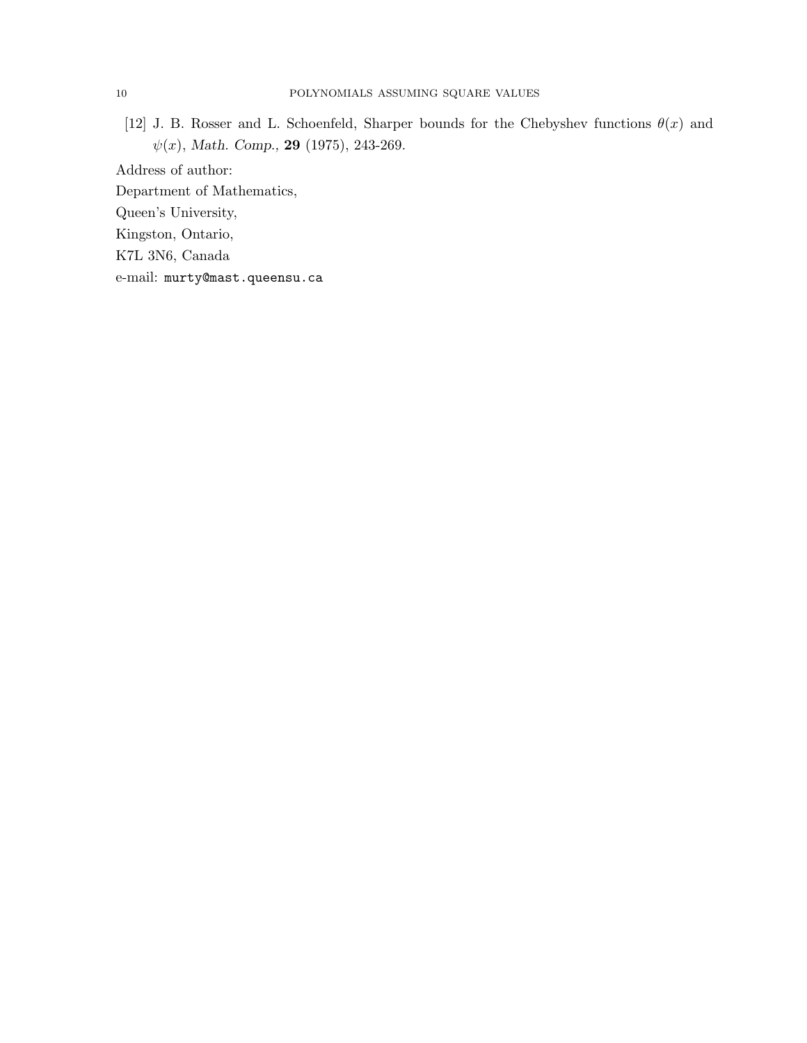[12] J. B. Rosser and L. Schoenfeld, Sharper bounds for the Chebyshev functions $\theta(x)$ and $\psi(x)$, *Math. Comp.*, **29** (1975), 243-269.

Address of author:

Department of Mathematics,

Queen's University,

Kingston, Ontario,

K7L 3N6, Canada

e-mail: murty@mast.queensu.ca